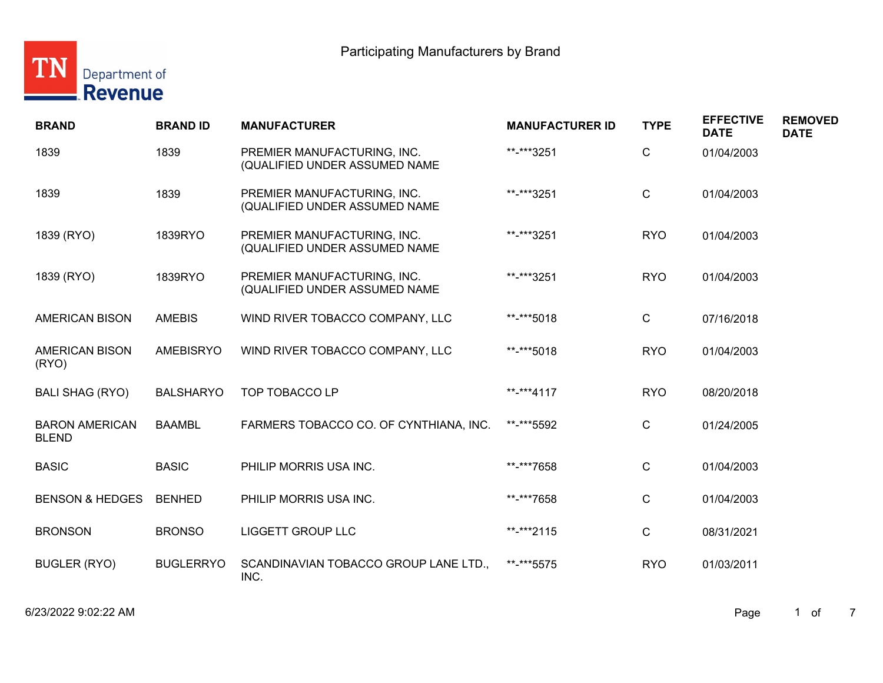# Participating Manufacturers by Brand

| BRAND | BRAND ID | MANUFACTURER | MANUFACTURER ID | TYPE | EFFECTIVE DATE | REMOVED DATE |
|---|---|---|---|---|---|---|
| 1839 | 1839 | PREMIER MANUFACTURING, INC. (QUALIFIED UNDER ASSUMED NAME | **-***3251 | C | 01/04/2003 | |
| 1839 | 1839 | PREMIER MANUFACTURING, INC. (QUALIFIED UNDER ASSUMED NAME | **-***3251 | C | 01/04/2003 | |
| 1839 (RYO) | 1839RYO | PREMIER MANUFACTURING, INC. (QUALIFIED UNDER ASSUMED NAME | **-***3251 | RYO | 01/04/2003 | |
| 1839 (RYO) | 1839RYO | PREMIER MANUFACTURING, INC. (QUALIFIED UNDER ASSUMED NAME | **-***3251 | RYO | 01/04/2003 | |
| AMERICAN BISON | AMEBIS | WIND RIVER TOBACCO COMPANY, LLC | **-***5018 | C | 07/16/2018 | |
| AMERICAN BISON (RYO) | AMEBISRYO | WIND RIVER TOBACCO COMPANY, LLC | **-***5018 | RYO | 01/04/2003 | |
| BALI SHAG (RYO) | BALSHARYO | TOP TOBACCO LP | **-***4117 | RYO | 08/20/2018 | |
| BARON AMERICAN BLEND | BAAMBL | FARMERS TOBACCO CO. OF CYNTHIANA, INC. | **-***5592 | C | 01/24/2005 | |
| BASIC | BASIC | PHILIP MORRIS USA INC. | **-***7658 | C | 01/04/2003 | |
| BENSON & HEDGES | BENHED | PHILIP MORRIS USA INC. | **-***7658 | C | 01/04/2003 | |
| BRONSON | BRONSO | LIGGETT GROUP LLC | **-***2115 | C | 08/31/2021 | |
| BUGLER (RYO) | BUGLERRYO | SCANDINAVIAN TOBACCO GROUP LANE LTD., INC. | **-***5575 | RYO | 01/03/2011 | |

6/23/2022 9:02:22 AM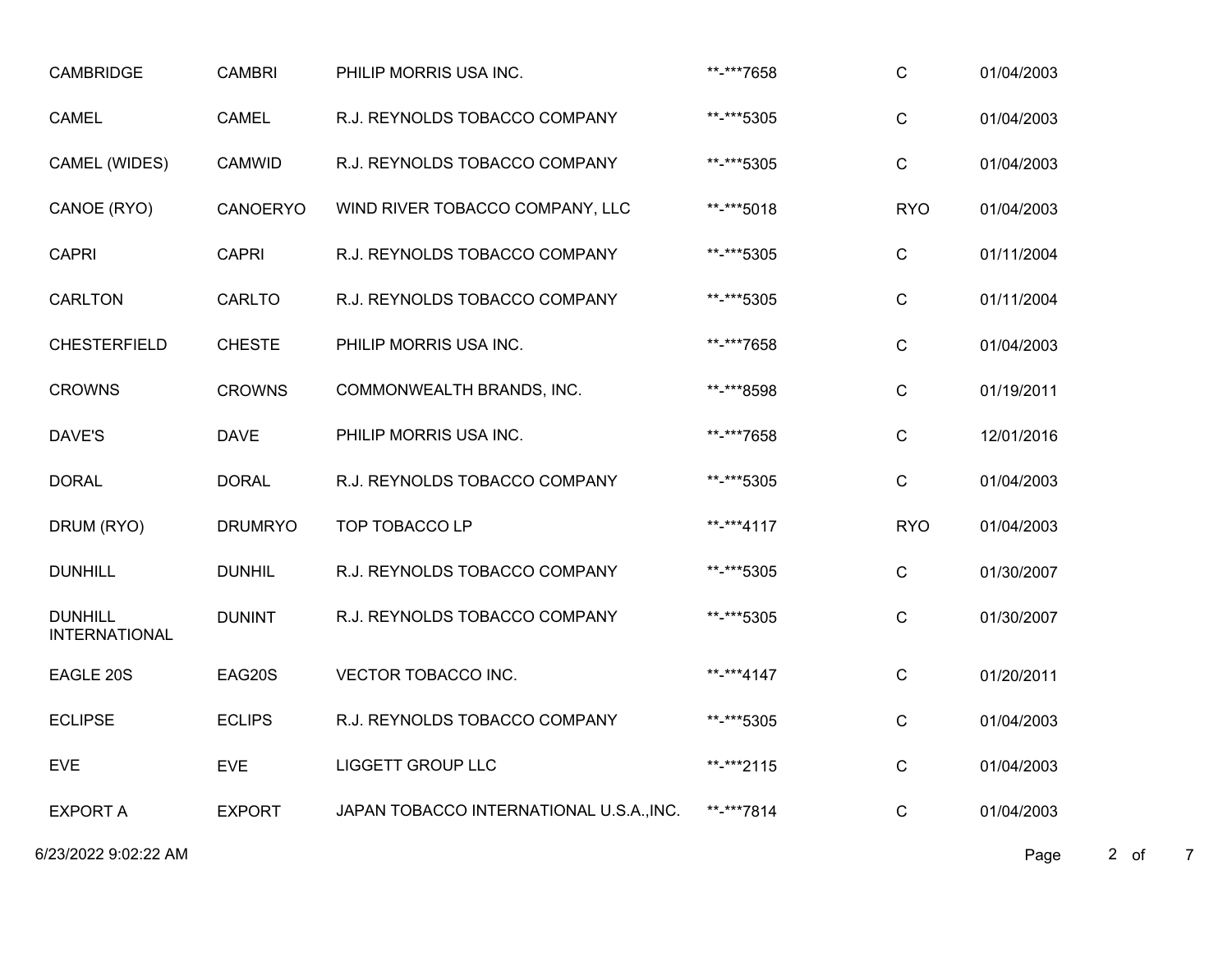| | | | | | |
|---|---|---|---|---|---|
| CAMBRIDGE | CAMBRI | PHILIP MORRIS USA INC. | **-***7658 | C | 01/04/2003 |
| CAMEL | CAMEL | R.J. REYNOLDS TOBACCO COMPANY | **-***5305 | C | 01/04/2003 |
| CAMEL (WIDES) | CAMWID | R.J. REYNOLDS TOBACCO COMPANY | **-***5305 | C | 01/04/2003 |
| CANOE (RYO) | CANOERYO | WIND RIVER TOBACCO COMPANY, LLC | **-***5018 | RYO | 01/04/2003 |
| CAPRI | CAPRI | R.J. REYNOLDS TOBACCO COMPANY | **-***5305 | C | 01/11/2004 |
| CARLTON | CARLTO | R.J. REYNOLDS TOBACCO COMPANY | **-***5305 | C | 01/11/2004 |
| CHESTERFIELD | CHESTE | PHILIP MORRIS USA INC. | **-***7658 | C | 01/04/2003 |
| CROWNS | CROWNS | COMMONWEALTH BRANDS, INC. | **-***8598 | C | 01/19/2011 |
| DAVE'S | DAVE | PHILIP MORRIS USA INC. | **-***7658 | C | 12/01/2016 |
| DORAL | DORAL | R.J. REYNOLDS TOBACCO COMPANY | **-***5305 | C | 01/04/2003 |
| DRUM (RYO) | DRUMRYO | TOP TOBACCO LP | **-***4117 | RYO | 01/04/2003 |
| DUNHILL | DUNHIL | R.J. REYNOLDS TOBACCO COMPANY | **-***5305 | C | 01/30/2007 |
| DUNHILL INTERNATIONAL | DUNINT | R.J. REYNOLDS TOBACCO COMPANY | **-***5305 | C | 01/30/2007 |
| EAGLE 20S | EAG20S | VECTOR TOBACCO INC. | **-***4147 | C | 01/20/2011 |
| ECLIPSE | ECLIPS | R.J. REYNOLDS TOBACCO COMPANY | **-***5305 | C | 01/04/2003 |
| EVE | EVE | LIGGETT GROUP LLC | **-***2115 | C | 01/04/2003 |
| EXPORT A | EXPORT | JAPAN TOBACCO INTERNATIONAL U.S.A.,INC. | **-***7814 | C | 01/04/2003 |

6/23/2022 9:02:22 AM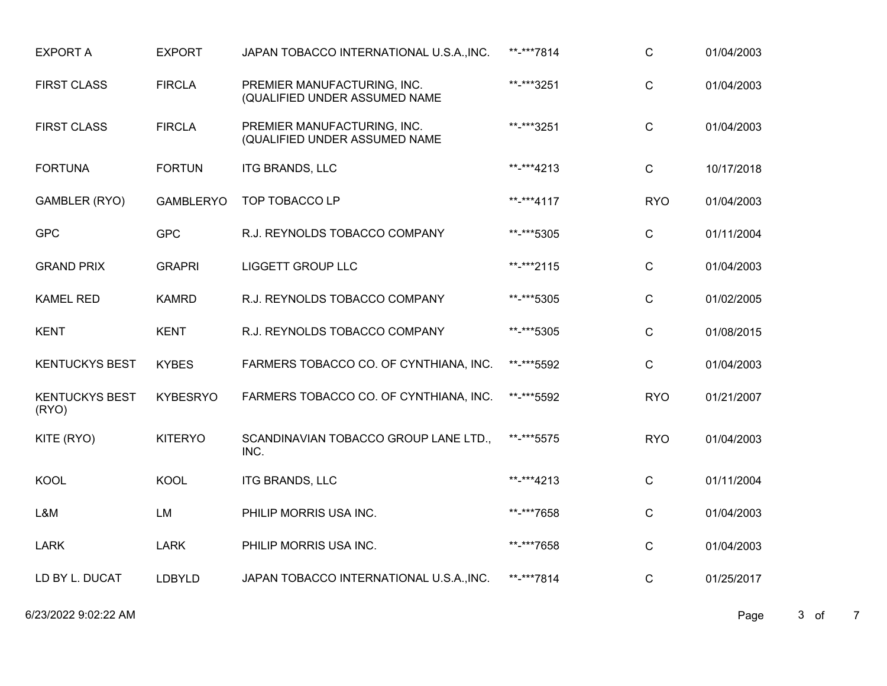| | | | | | |
|---|---|---|---|---|---|
| EXPORT A | EXPORT | JAPAN TOBACCO INTERNATIONAL U.S.A.,INC. | **-***7814 | C | 01/04/2003 |
| FIRST CLASS | FIRCLA | PREMIER MANUFACTURING, INC. (QUALIFIED UNDER ASSUMED NAME | **-***3251 | C | 01/04/2003 |
| FIRST CLASS | FIRCLA | PREMIER MANUFACTURING, INC. (QUALIFIED UNDER ASSUMED NAME | **-***3251 | C | 01/04/2003 |
| FORTUNA | FORTUN | ITG BRANDS, LLC | **-***4213 | C | 10/17/2018 |
| GAMBLER (RYO) | GAMBLERYO | TOP TOBACCO LP | **-***4117 | RYO | 01/04/2003 |
| GPC | GPC | R.J. REYNOLDS TOBACCO COMPANY | **-***5305 | C | 01/11/2004 |
| GRAND PRIX | GRAPRI | LIGGETT GROUP LLC | **-***2115 | C | 01/04/2003 |
| KAMEL RED | KAMRD | R.J. REYNOLDS TOBACCO COMPANY | **-***5305 | C | 01/02/2005 |
| KENT | KENT | R.J. REYNOLDS TOBACCO COMPANY | **-***5305 | C | 01/08/2015 |
| KENTUCKYS BEST | KYBES | FARMERS TOBACCO CO. OF CYNTHIANA, INC. | **-***5592 | C | 01/04/2003 |
| KENTUCKYS BEST (RYO) | KYBESRYO | FARMERS TOBACCO CO. OF CYNTHIANA, INC. | **-***5592 | RYO | 01/21/2007 |
| KITE (RYO) | KITERYO | SCANDINAVIAN TOBACCO GROUP LANE LTD., INC. | **-***5575 | RYO | 01/04/2003 |
| KOOL | KOOL | ITG BRANDS, LLC | **-***4213 | C | 01/11/2004 |
| L&M | LM | PHILIP MORRIS USA INC. | **-***7658 | C | 01/04/2003 |
| LARK | LARK | PHILIP MORRIS USA INC. | **-***7658 | C | 01/04/2003 |
| LD BY L. DUCAT | LDBYLD | JAPAN TOBACCO INTERNATIONAL U.S.A.,INC. | **-***7814 | C | 01/25/2017 |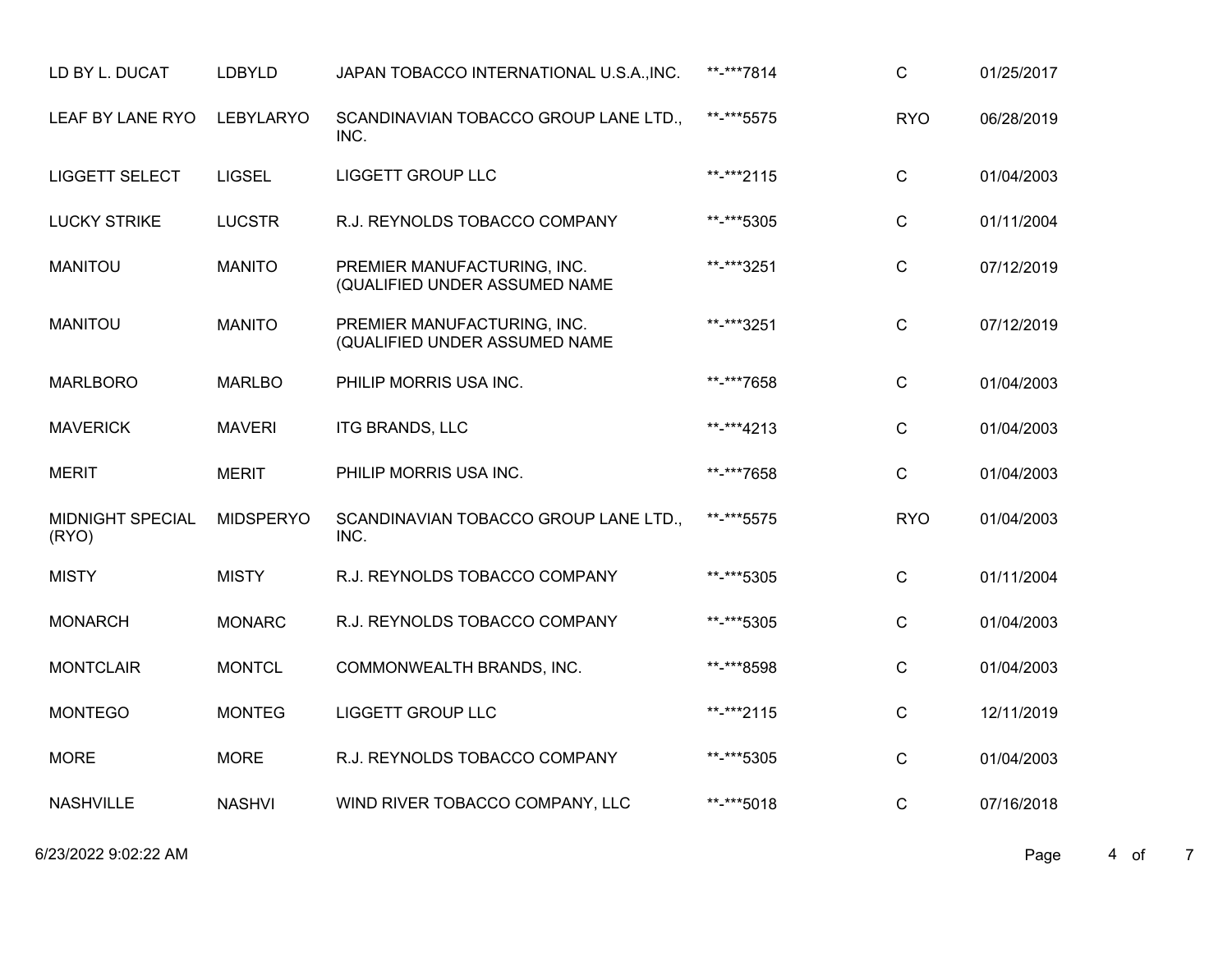| | | | | | |
|---|---|---|---|---|---|
| LD BY L. DUCAT | LDBYLD | JAPAN TOBACCO INTERNATIONAL U.S.A.,INC. | **-***7814 | C | 01/25/2017 |
| LEAF BY LANE RYO | LEBYLARYO | SCANDINAVIAN TOBACCO GROUP LANE LTD., INC. | **-***5575 | RYO | 06/28/2019 |
| LIGGETT SELECT | LIGSEL | LIGGETT GROUP LLC | **-***2115 | C | 01/04/2003 |
| LUCKY STRIKE | LUCSTR | R.J. REYNOLDS TOBACCO COMPANY | **-***5305 | C | 01/11/2004 |
| MANITOU | MANITO | PREMIER MANUFACTURING, INC. (QUALIFIED UNDER ASSUMED NAME | **-***3251 | C | 07/12/2019 |
| MANITOU | MANITO | PREMIER MANUFACTURING, INC. (QUALIFIED UNDER ASSUMED NAME | **-***3251 | C | 07/12/2019 |
| MARLBORO | MARLBO | PHILIP MORRIS USA INC. | **-***7658 | C | 01/04/2003 |
| MAVERICK | MAVERI | ITG BRANDS, LLC | **-***4213 | C | 01/04/2003 |
| MERIT | MERIT | PHILIP MORRIS USA INC. | **-***7658 | C | 01/04/2003 |
| MIDNIGHT SPECIAL (RYO) | MIDSPERYO | SCANDINAVIAN TOBACCO GROUP LANE LTD., INC. | **-***5575 | RYO | 01/04/2003 |
| MISTY | MISTY | R.J. REYNOLDS TOBACCO COMPANY | **-***5305 | C | 01/11/2004 |
| MONARCH | MONARC | R.J. REYNOLDS TOBACCO COMPANY | **-***5305 | C | 01/04/2003 |
| MONTCLAIR | MONTCL | COMMONWEALTH BRANDS, INC. | **-***8598 | C | 01/04/2003 |
| MONTEGO | MONTEG | LIGGETT GROUP LLC | **-***2115 | C | 12/11/2019 |
| MORE | MORE | R.J. REYNOLDS TOBACCO COMPANY | **-***5305 | C | 01/04/2003 |
| NASHVILLE | NASHVI | WIND RIVER TOBACCO COMPANY, LLC | **-***5018 | C | 07/16/2018 |

6/23/2022 9:02:22 AM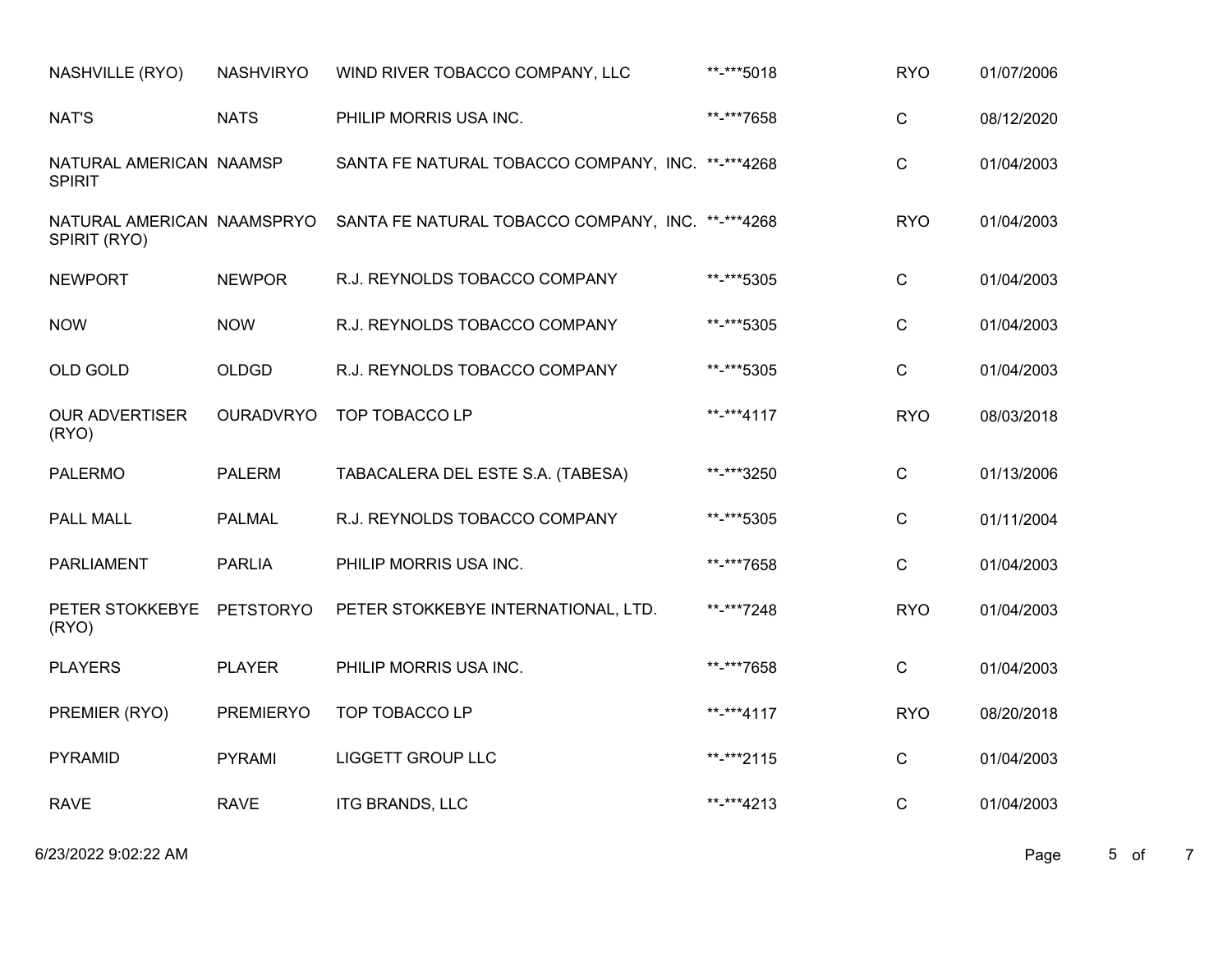| | | | | | |
|---|---|---|---|---|---|
| NASHVILLE (RYO) | NASHVIRYO | WIND RIVER TOBACCO COMPANY, LLC | **-***5018 | RYO | 01/07/2006 |
| NAT'S | NATS | PHILIP MORRIS USA INC. | **-***7658 | C | 08/12/2020 |
| NATURAL AMERICAN SPIRIT | NAAMSP | SANTA FE NATURAL TOBACCO COMPANY, INC. | **-***4268 | C | 01/04/2003 |
| NATURAL AMERICAN SPIRIT (RYO) | NAAMSPRYO | SANTA FE NATURAL TOBACCO COMPANY, INC. | **-***4268 | RYO | 01/04/2003 |
| NEWPORT | NEWPOR | R.J. REYNOLDS TOBACCO COMPANY | **-***5305 | C | 01/04/2003 |
| NOW | NOW | R.J. REYNOLDS TOBACCO COMPANY | **-***5305 | C | 01/04/2003 |
| OLD GOLD | OLDGD | R.J. REYNOLDS TOBACCO COMPANY | **-***5305 | C | 01/04/2003 |
| OUR ADVERTISER (RYO) | OURADVRYO | TOP TOBACCO LP | **-***4117 | RYO | 08/03/2018 |
| PALERMO | PALERM | TABACALERA DEL ESTE S.A. (TABESA) | **-***3250 | C | 01/13/2006 |
| PALL MALL | PALMAL | R.J. REYNOLDS TOBACCO COMPANY | **-***5305 | C | 01/11/2004 |
| PARLIAMENT | PARLIA | PHILIP MORRIS USA INC. | **-***7658 | C | 01/04/2003 |
| PETER STOKKEBYE (RYO) | PETSTORYO | PETER STOKKEBYE INTERNATIONAL, LTD. | **-***7248 | RYO | 01/04/2003 |
| PLAYERS | PLAYER | PHILIP MORRIS USA INC. | **-***7658 | C | 01/04/2003 |
| PREMIER (RYO) | PREMIERYO | TOP TOBACCO LP | **-***4117 | RYO | 08/20/2018 |
| PYRAMID | PYRAMI | LIGGETT GROUP LLC | **-***2115 | C | 01/04/2003 |
| RAVE | RAVE | ITG BRANDS, LLC | **-***4213 | C | 01/04/2003 |

6/23/2022 9:02:22 AM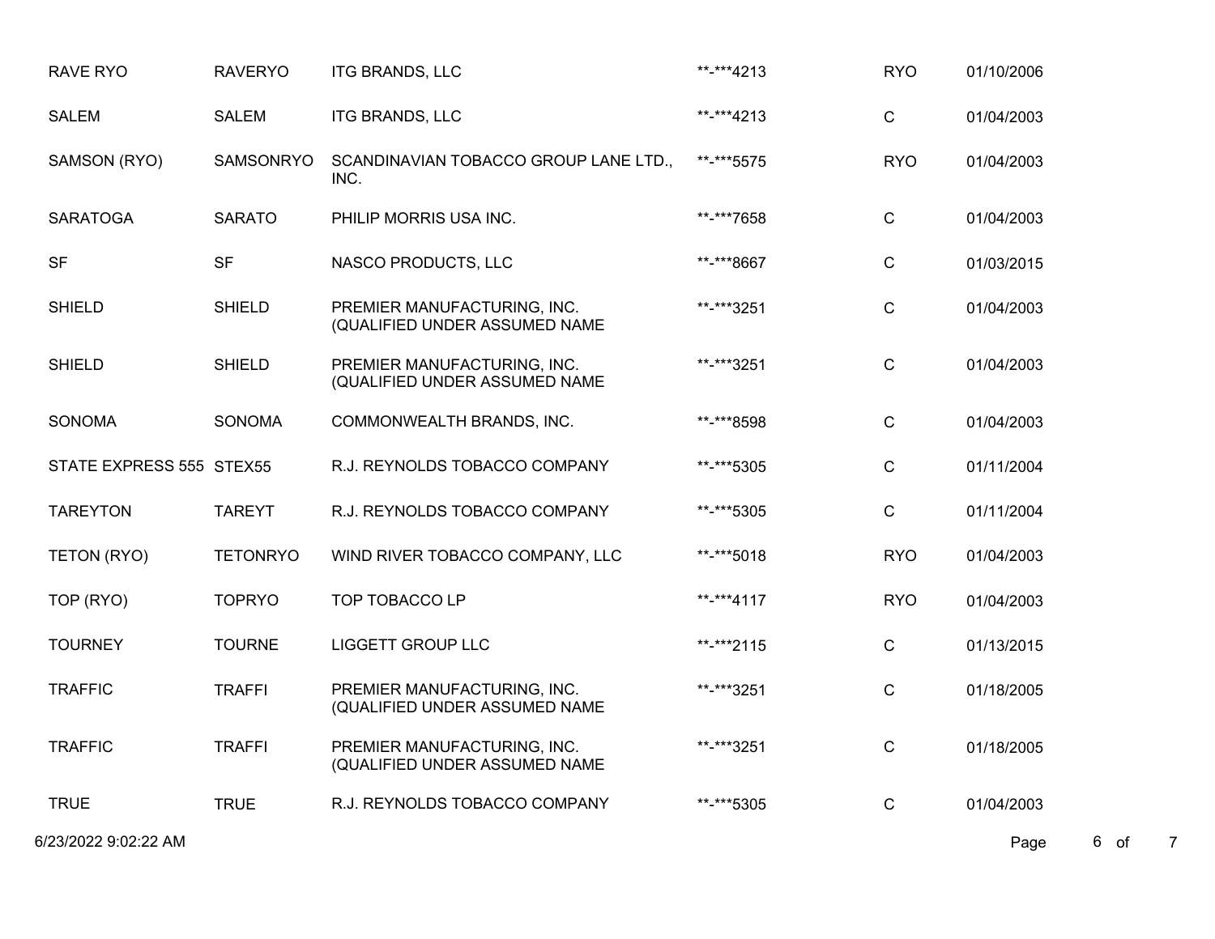| | | | | | |
|---|---|---|---|---|---|
| RAVE RYO | RAVERYO | ITG BRANDS, LLC | **-***4213 | RYO | 01/10/2006 |
| SALEM | SALEM | ITG BRANDS, LLC | **-***4213 | C | 01/04/2003 |
| SAMSON (RYO) | SAMSONRYO | SCANDINAVIAN TOBACCO GROUP LANE LTD., INC. | **-***5575 | RYO | 01/04/2003 |
| SARATOGA | SARATO | PHILIP MORRIS USA INC. | **-***7658 | C | 01/04/2003 |
| SF | SF | NASCO PRODUCTS, LLC | **-***8667 | C | 01/03/2015 |
| SHIELD | SHIELD | PREMIER MANUFACTURING, INC. (QUALIFIED UNDER ASSUMED NAME | **-***3251 | C | 01/04/2003 |
| SHIELD | SHIELD | PREMIER MANUFACTURING, INC. (QUALIFIED UNDER ASSUMED NAME | **-***3251 | C | 01/04/2003 |
| SONOMA | SONOMA | COMMONWEALTH BRANDS, INC. | **-***8598 | C | 01/04/2003 |
| STATE EXPRESS 555 | STEX55 | R.J. REYNOLDS TOBACCO COMPANY | **-***5305 | C | 01/11/2004 |
| TAREYTON | TAREYT | R.J. REYNOLDS TOBACCO COMPANY | **-***5305 | C | 01/11/2004 |
| TETON (RYO) | TETONRYO | WIND RIVER TOBACCO COMPANY, LLC | **-***5018 | RYO | 01/04/2003 |
| TOP (RYO) | TOPRYO | TOP TOBACCO LP | **-***4117 | RYO | 01/04/2003 |
| TOURNEY | TOURNE | LIGGETT GROUP LLC | **-***2115 | C | 01/13/2015 |
| TRAFFIC | TRAFFI | PREMIER MANUFACTURING, INC. (QUALIFIED UNDER ASSUMED NAME | **-***3251 | C | 01/18/2005 |
| TRAFFIC | TRAFFI | PREMIER MANUFACTURING, INC. (QUALIFIED UNDER ASSUMED NAME | **-***3251 | C | 01/18/2005 |
| TRUE | TRUE | R.J. REYNOLDS TOBACCO COMPANY | **-***5305 | C | 01/04/2003 |

6/23/2022 9:02:22 AM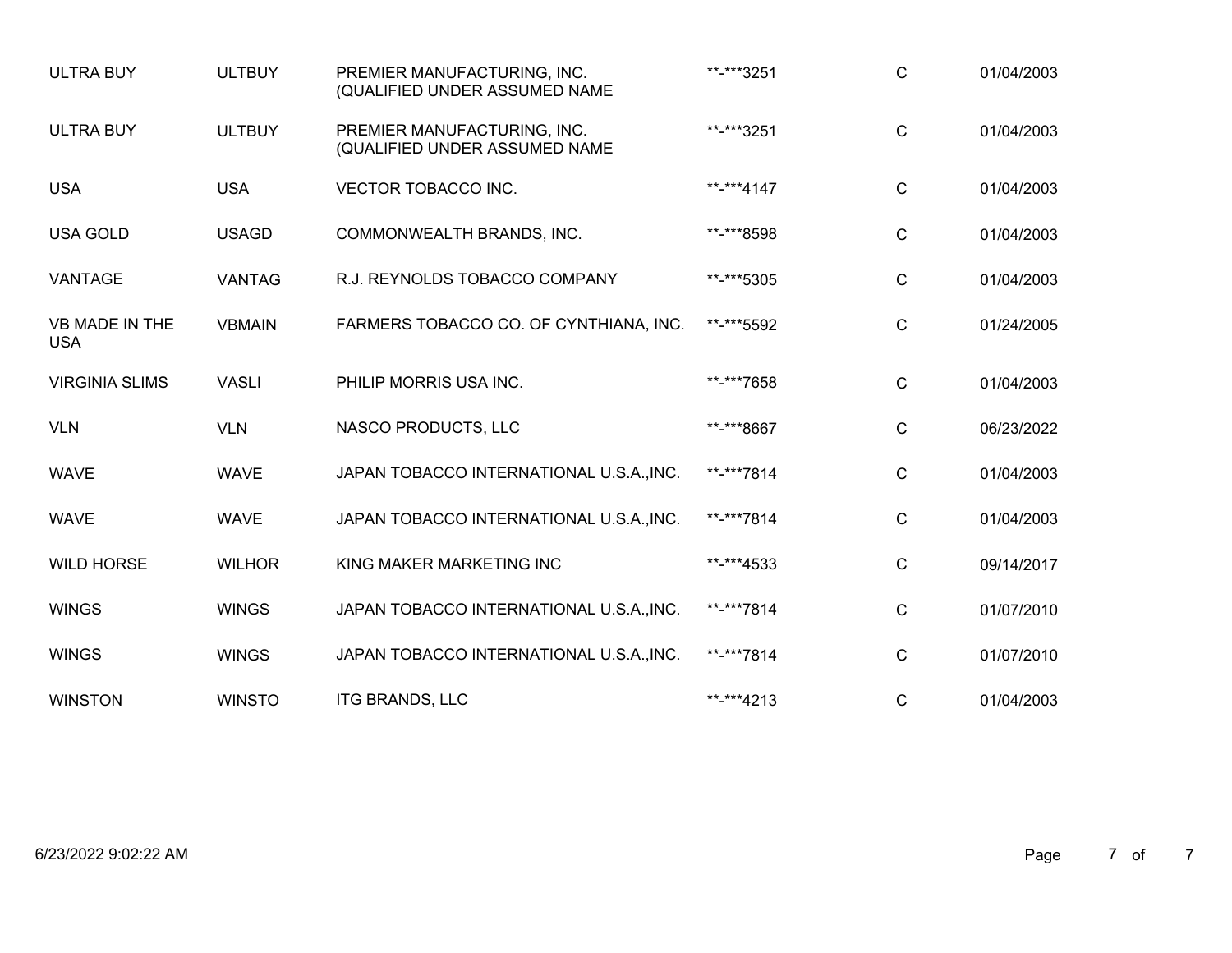| | | | | | |
|---|---|---|---|---|---|
| ULTRA BUY | ULTBUY | PREMIER MANUFACTURING, INC. (QUALIFIED UNDER ASSUMED NAME | **-***3251 | C | 01/04/2003 |
| ULTRA BUY | ULTBUY | PREMIER MANUFACTURING, INC. (QUALIFIED UNDER ASSUMED NAME | **-***3251 | C | 01/04/2003 |
| USA | USA | VECTOR TOBACCO INC. | **-***4147 | C | 01/04/2003 |
| USA GOLD | USAGD | COMMONWEALTH BRANDS, INC. | **-***8598 | C | 01/04/2003 |
| VANTAGE | VANTAG | R.J. REYNOLDS TOBACCO COMPANY | **-***5305 | C | 01/04/2003 |
| VB MADE IN THE USA | VBMAIN | FARMERS TOBACCO CO. OF CYNTHIANA, INC. | **-***5592 | C | 01/24/2005 |
| VIRGINIA SLIMS | VASLI | PHILIP MORRIS USA INC. | **-***7658 | C | 01/04/2003 |
| VLN | VLN | NASCO PRODUCTS, LLC | **-***8667 | C | 06/23/2022 |
| WAVE | WAVE | JAPAN TOBACCO INTERNATIONAL U.S.A.,INC. | **-***7814 | C | 01/04/2003 |
| WAVE | WAVE | JAPAN TOBACCO INTERNATIONAL U.S.A.,INC. | **-***7814 | C | 01/04/2003 |
| WILD HORSE | WILHOR | KING MAKER MARKETING INC | **-***4533 | C | 09/14/2017 |
| WINGS | WINGS | JAPAN TOBACCO INTERNATIONAL U.S.A.,INC. | **-***7814 | C | 01/07/2010 |
| WINGS | WINGS | JAPAN TOBACCO INTERNATIONAL U.S.A.,INC. | **-***7814 | C | 01/07/2010 |
| WINSTON | WINSTO | ITG BRANDS, LLC | **-***4213 | C | 01/04/2003 |

6/23/2022 9:02:22 AM